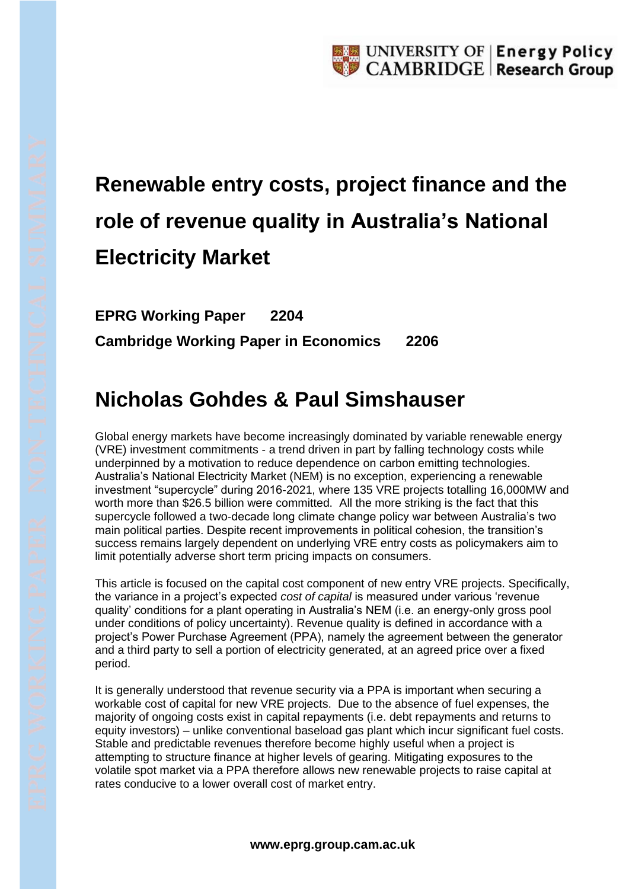# Renewable entry costs, project finance and the role of revenue quality in Australia's National Electricity Market

**EPRG Working Paper 2204**

**Cambridge Working Paper in Economics 2206**

## Nicholas Gohdes & Paul Simshauser

Global energy markets have become increasingly dominated by variable renewable energy (VRE) investment commitments - a trend driven in part by falling technology costs while underpinned by a motivation to reduce dependence on carbon emitting technologies. Australia's National Electricity Market (NEM) is no exception, experiencing a renewable investment "supercycle" during 2016-2021, where 135 VRE projects totalling 16,000MW and worth more than $26.5 billion were committed. All the more striking is the fact that this supercycle followed a two-decade long climate change policy war between Australia's two main political parties. Despite recent improvements in political cohesion, the transition's success remains largely dependent on underlying VRE entry costs as policymakers aim to limit potentially adverse short term pricing impacts on consumers.

This article is focused on the capital cost component of new entry VRE projects. Specifically, the variance in a project's expected *cost of capital* is measured under various 'revenue quality' conditions for a plant operating in Australia's NEM (i.e. an energy-only gross pool under conditions of policy uncertainty). Revenue quality is defined in accordance with a project's Power Purchase Agreement (PPA), namely the agreement between the generator and a third party to sell a portion of electricity generated, at an agreed price over a fixed period.

It is generally understood that revenue security via a PPA is important when securing a workable cost of capital for new VRE projects. Due to the absence of fuel expenses, the majority of ongoing costs exist in capital repayments (i.e. debt repayments and returns to equity investors) – unlike conventional baseload gas plant which incur significant fuel costs. Stable and predictable revenues therefore become highly useful when a project is attempting to structure finance at higher levels of gearing. Mitigating exposures to the volatile spot market via a PPA therefore allows new renewable projects to raise capital at rates conducive to a lower overall cost of market entry.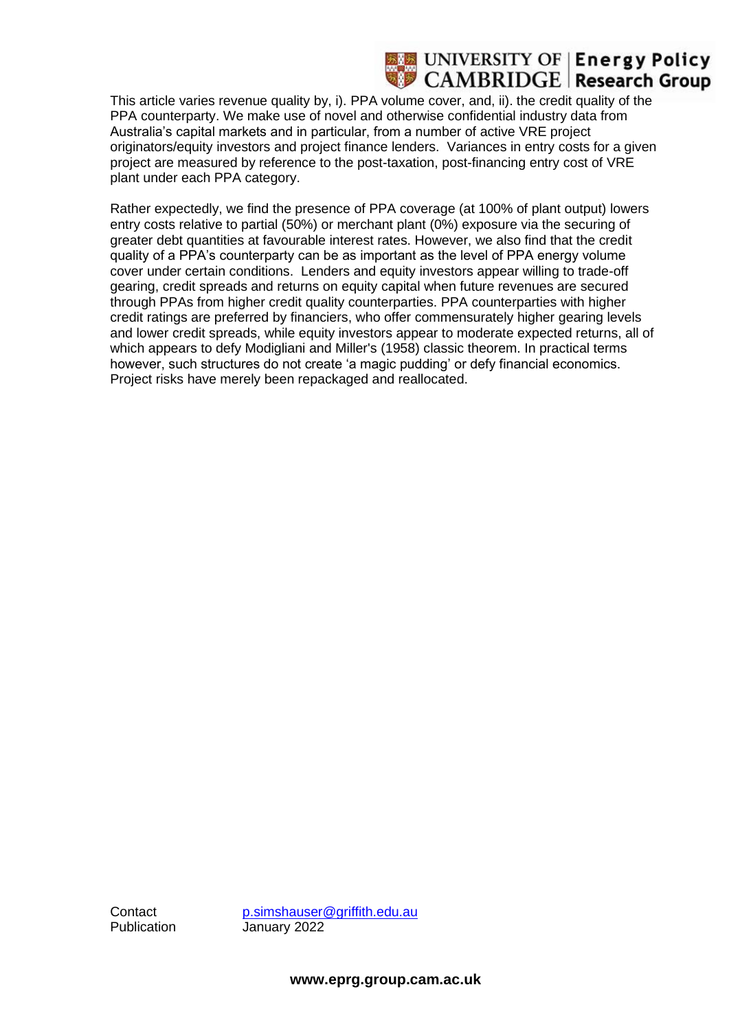This article varies revenue quality by, i). PPA volume cover, and, ii). the credit quality of the PPA counterparty. We make use of novel and otherwise confidential industry data from Australia's capital markets and in particular, from a number of active VRE project originators/equity investors and project finance lenders. Variances in entry costs for a given project are measured by reference to the post-taxation, post-financing entry cost of VRE plant under each PPA category.

Rather expectedly, we find the presence of PPA coverage (at 100% of plant output) lowers entry costs relative to partial (50%) or merchant plant (0%) exposure via the securing of greater debt quantities at favourable interest rates. However, we also find that the credit quality of a PPA's counterparty can be as important as the level of PPA energy volume cover under certain conditions. Lenders and equity investors appear willing to trade-off gearing, credit spreads and returns on equity capital when future revenues are secured through PPAs from higher credit quality counterparties. PPA counterparties with higher credit ratings are preferred by financiers, who offer commensurately higher gearing levels and lower credit spreads, while equity investors appear to moderate expected returns, all of which appears to defy Modigliani and Miller's (1958) classic theorem. In practical terms however, such structures do not create 'a magic pudding' or defy financial economics. Project risks have merely been repackaged and reallocated.

Contact p.simshauser@griffith.edu.au
Publication January 2022

www.eprg.group.cam.ac.uk